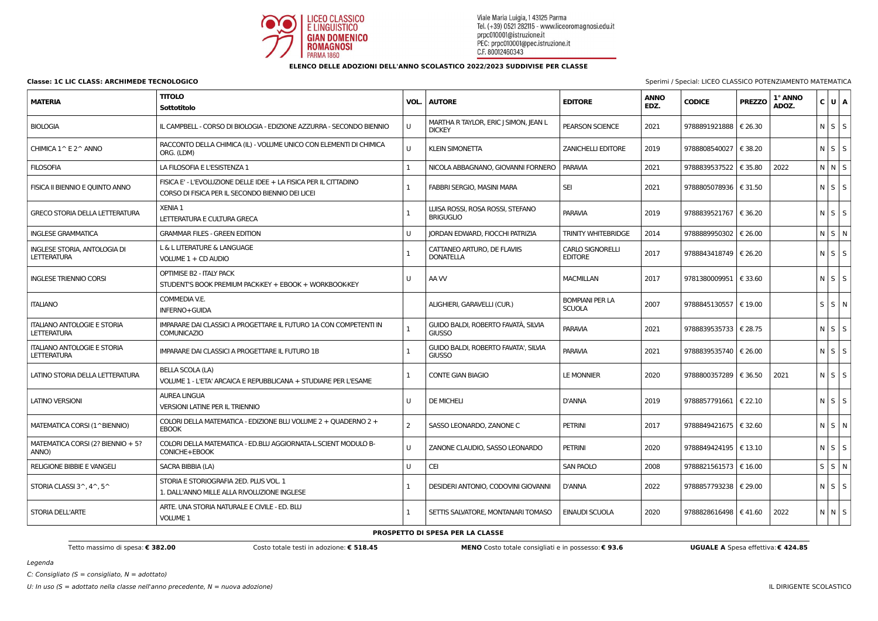LICEO CLASSICO E LINGUISTICO GIAN DOMENICO ROMAGNOSI PARMA 1860

Viale Maria Luigia, 1 43125 Parma
Tel. (+39) 0521 282115 - www.liceoromagnosi.edu.it
prpc010001@istruzione.it
PEC: prpc010001@pec.istruzione.it
C.F. 80012460343

**ELENCO DELLE ADOZIONI DELL'ANNO SCOLASTICO 2022/2023 SUDDIVISE PER CLASSE**

**Classe: 1C LIC CLASS: ARCHIMEDE TECNOLOGICO**

Sperimi / Special: LICEO CLASSICO POTENZIAMENTO MATEMATICA

| MATERIA | TITOLO Sottotitolo | VOL. | AUTORE | EDITORE | ANNO EDZ. | CODICE | PREZZO | 1° ANNO ADOZ. | C | U | A |
|---|---|---|---|---|---|---|---|---|---|---|---|
| BIOLOGIA | IL CAMPBELL - CORSO DI BIOLOGIA - EDIZIONE AZZURRA - SECONDO BIENNIO | U | MARTHA R TAYLOR, ERIC J SIMON, JEAN L DICKEY | PEARSON SCIENCE | 2021 | 9788891921888 | € 26.30 | | N | S | S |
| CHIMICA 1^ E 2^ ANNO | RACCONTO DELLA CHIMICA (IL) - VOLUME UNICO CON ELEMENTI DI CHIMICA ORG. (LDM) | U | KLEIN SIMONETTA | ZANICHELLI EDITORE | 2019 | 9788808540027 | € 38.20 | | N | S | S |
| FILOSOFIA | LA FILOSOFIA E L'ESISTENZA 1 | 1 | NICOLA ABBAGNANO, GIOVANNI FORNERO | PARAVIA | 2021 | 9788839537522 | € 35.80 | 2022 | N | N | S |
| FISICA II BIENNIO E QUINTO ANNO | FISICA E' - L'EVOLUZIONE DELLE IDEE + LA FISICA PER IL CITTADINO<br>CORSO DI FISICA PER IL SECONDO BIENNIO DEI LICEI | 1 | FABBRI SERGIO, MASINI MARA | SEI | 2021 | 9788805078936 | € 31.50 | | N | S | S |
| GRECO STORIA DELLA LETTERATURA | XENIA 1<br>LETTERATURA E CULTURA GRECA | 1 | LUISA ROSSI, ROSA ROSSI, STEFANO BRIGUGLIO | PARAVIA | 2019 | 9788839521767 | € 36.20 | | N | S | S |
| INGLESE GRAMMATICA | GRAMMAR FILES - GREEN EDITION | U | JORDAN EDWARD, FIOCCHI PATRIZIA | TRINITY WHITEBRIDGE | 2014 | 9788889950302 | € 26.00 | | N | S | N |
| INGLESE STORIA, ANTOLOGIA DI LETTERATURA | L & L LITERATURE & LANGUAGE<br>VOLUME 1 + CD AUDIO | 1 | CATTANEO ARTURO, DE FLAVIIS DONATELLA | CARLO SIGNORELLI EDITORE | 2017 | 9788843418749 | € 26.20 | | N | S | S |
| INGLESE TRIENNIO CORSI | OPTIMISE B2 - ITALY PACK<br>STUDENT'S BOOK PREMIUM PACK-KEY + EBOOK + WORKBOOK-KEY | U | AA VV | MACMILLAN | 2017 | 9781380009951 | € 33.60 | | N | S | S |
| ITALIANO | COMMEDIA V.E.<br>INFERNO+GUIDA | | ALIGHIERI, GARAVELLI (CUR.) | BOMPIANI PER LA SCUOLA | 2007 | 9788845130557 | € 19.00 | | S | S | N |
| ITALIANO ANTOLOGIE E STORIA LETTERATURA | IMPARARE DAI CLASSICI A PROGETTARE IL FUTURO 1A CON COMPETENTI IN COMUNICAZIO | 1 | GUIDO BALDI, ROBERTO FAVATÀ, SILVIA GIUSSO | PARAVIA | 2021 | 9788839535733 | € 28.75 | | N | S | S |
| ITALIANO ANTOLOGIE E STORIA LETTERATURA | IMPARARE DAI CLASSICI A PROGETTARE IL FUTURO 1B | 1 | GUIDO BALDI, ROBERTO FAVATA', SILVIA GIUSSO | PARAVIA | 2021 | 9788839535740 | € 26.00 | | N | S | S |
| LATINO STORIA DELLA LETTERATURA | BELLA SCOLA (LA)<br>VOLUME 1 - L'ETA' ARCAICA E REPUBBLICANA + STUDIARE PER L'ESAME | 1 | CONTE GIAN BIAGIO | LE MONNIER | 2020 | 9788800357289 | € 36.50 | 2021 | N | S | S |
| LATINO VERSIONI | AUREA LINGUA<br>VERSIONI LATINE PER IL TRIENNIO | U | DE MICHELI | D'ANNA | 2019 | 9788857791661 | € 22.10 | | N | S | S |
| MATEMATICA CORSI (1^BIENNIO) | COLORI DELLA MATEMATICA - EDIZIONE BLU VOLUME 2 + QUADERNO 2 + EBOOK | 2 | SASSO LEONARDO, ZANONE C | PETRINI | 2017 | 9788849421675 | € 32.60 | | N | S | N |
| MATEMATICA CORSI (2? BIENNIO + 5? ANNO) | COLORI DELLA MATEMATICA - ED.BLU AGGIORNATA-L.SCIENT MODULO B-CONICHE+EBOOK | U | ZANONE CLAUDIO, SASSO LEONARDO | PETRINI | 2020 | 9788849424195 | € 13.10 | | N | S | S |
| RELIGIONE BIBBIE E VANGELI | SACRA BIBBIA (LA) | U | CEI | SAN PAOLO | 2008 | 9788821561573 | € 16.00 | | S | S | N |
| STORIA CLASSI 3^, 4^, 5^ | STORIA E STORIOGRAFIA 2ED. PLUS VOL. 1<br>1. DALL'ANNO MILLE ALLA RIVOLUZIONE INGLESE | 1 | DESIDERI ANTONIO, CODOVINI GIOVANNI | D'ANNA | 2022 | 9788857793238 | € 29.00 | | N | S | S |
| STORIA DELL'ARTE | ARTE. UNA STORIA NATURALE E CIVILE - ED. BLU<br>VOLUME 1 | 1 | SETTIS SALVATORE, MONTANARI TOMASO | EINAUDI SCUOLA | 2020 | 9788828616498 | € 41.60 | 2022 | N | N | S |

**PROSPETTO DI SPESA PER LA CLASSE**

Tetto massimo di spesa: **€ 382.00** — Costo totale testi in adozione: **€ 518.45** — **MENO** Costo totale consigliati e in possesso: **€ 93.6** — **UGUALE A** Spesa effettiva: **€ 424.85**

*Legenda*

*C: Consigliato (S = consigliato, N = adottato)*

*U: In uso (S = adottato nella classe nell'anno precedente, N = nuova adozione)*

IL DIRIGENTE SCOLASTICO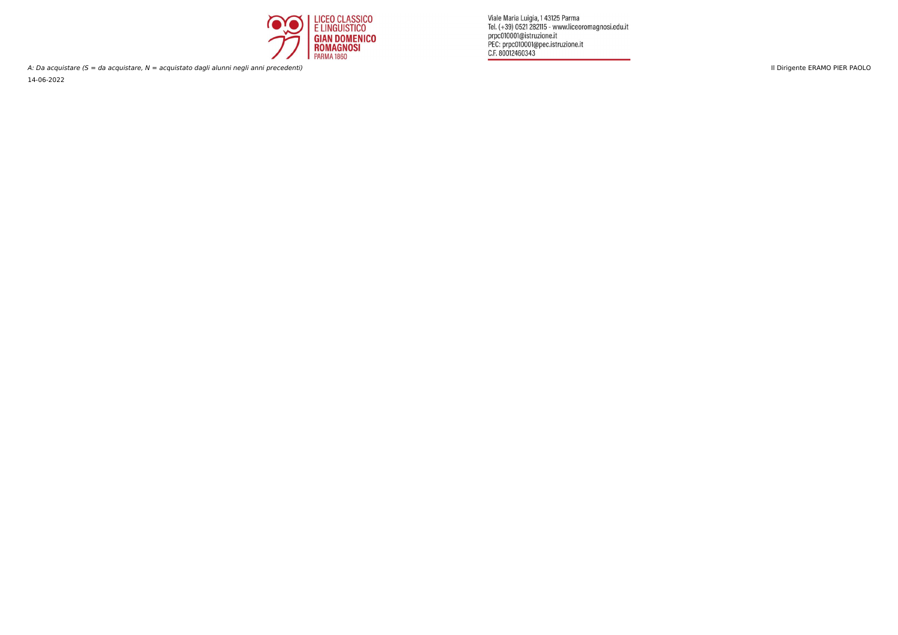*A: Da acquistare (S = da acquistare, N = acquistato dagli alunni negli anni precedenti)*

Il Dirigente ERAMO PIER PAOLO

14-06-2022